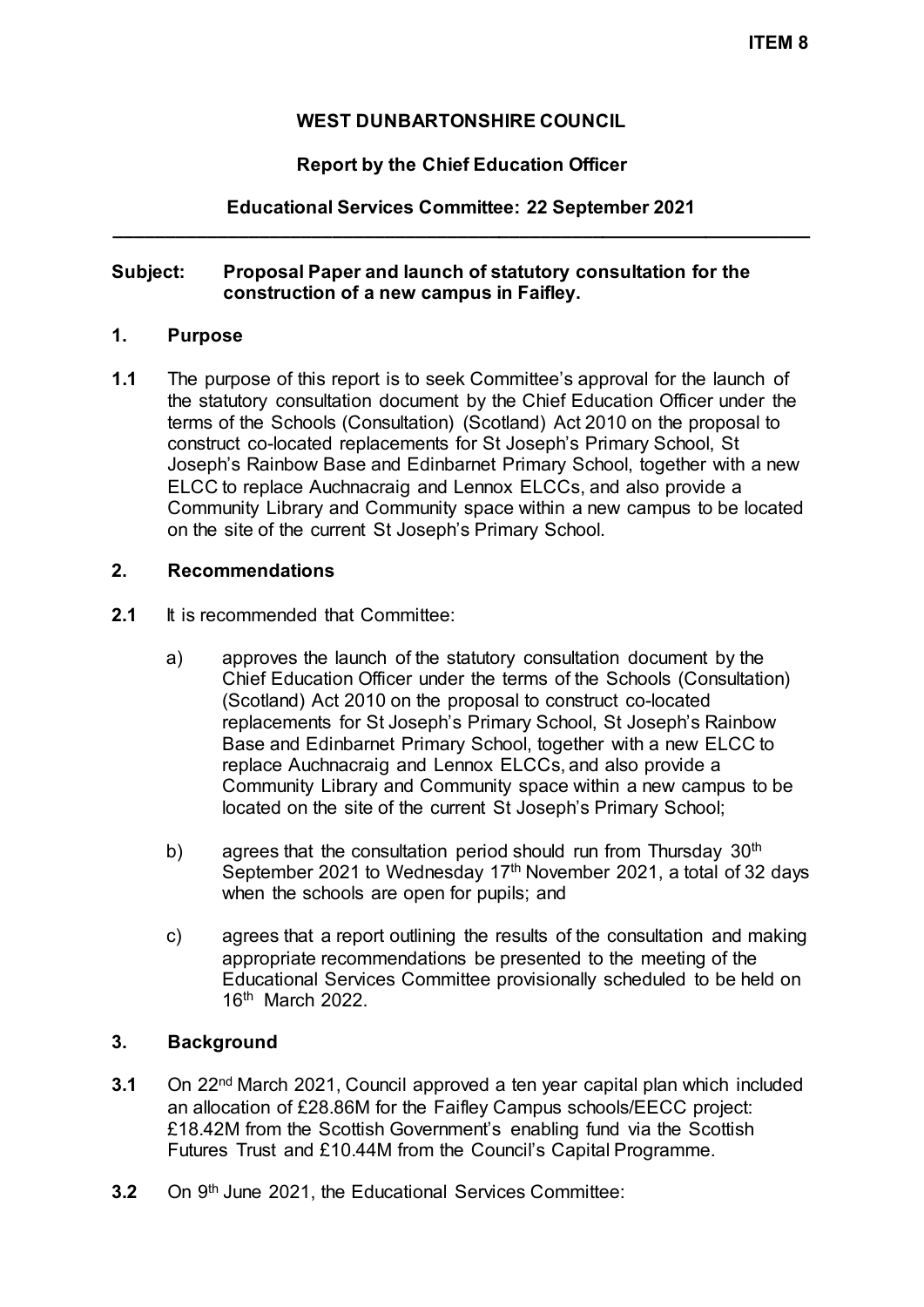**ITEM 8**

**WEST DUNBARTONSHIRE COUNCIL**

**Report by the Chief Education Officer**

**Educational Services Committee: 22 September 2021**

---

**Subject: Proposal Paper and launch of statutory consultation for the construction of a new campus in Faifley.**

## 1. Purpose

**1.1** The purpose of this report is to seek Committee's approval for the launch of the statutory consultation document by the Chief Education Officer under the terms of the Schools (Consultation) (Scotland) Act 2010 on the proposal to construct co-located replacements for St Joseph's Primary School, St Joseph's Rainbow Base and Edinbarnet Primary School, together with a new ELCC to replace Auchnacraig and Lennox ELCCs, and also provide a Community Library and Community space within a new campus to be located on the site of the current St Joseph's Primary School.

## 2. Recommendations

**2.1** It is recommended that Committee:

a) approves the launch of the statutory consultation document by the Chief Education Officer under the terms of the Schools (Consultation) (Scotland) Act 2010 on the proposal to construct co-located replacements for St Joseph's Primary School, St Joseph's Rainbow Base and Edinbarnet Primary School, together with a new ELCC to replace Auchnacraig and Lennox ELCCs, and also provide a Community Library and Community space within a new campus to be located on the site of the current St Joseph's Primary School;

b) agrees that the consultation period should run from Thursday 30th September 2021 to Wednesday 17th November 2021, a total of 32 days when the schools are open for pupils; and

c) agrees that a report outlining the results of the consultation and making appropriate recommendations be presented to the meeting of the Educational Services Committee provisionally scheduled to be held on 16th March 2022.

## 3. Background

**3.1** On 22nd March 2021, Council approved a ten year capital plan which included an allocation of £28.86M for the Faifley Campus schools/EECC project: £18.42M from the Scottish Government's enabling fund via the Scottish Futures Trust and £10.44M from the Council's Capital Programme.

**3.2** On 9th June 2021, the Educational Services Committee: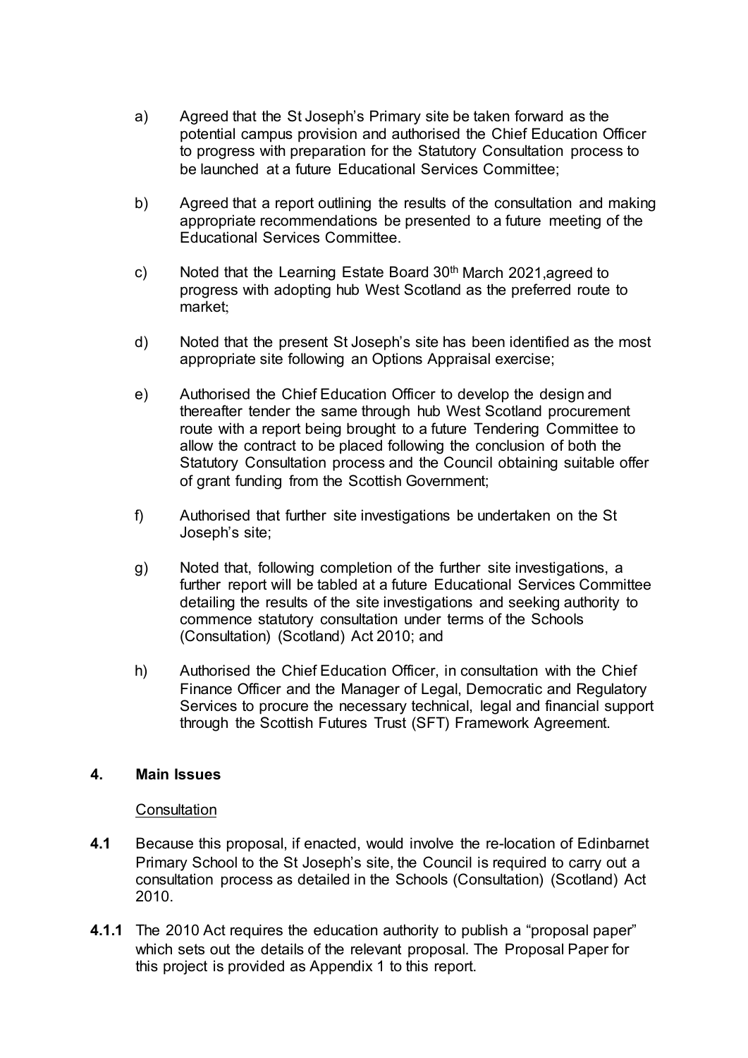a) Agreed that the St Joseph's Primary site be taken forward as the potential campus provision and authorised the Chief Education Officer to progress with preparation for the Statutory Consultation process to be launched at a future Educational Services Committee;

b) Agreed that a report outlining the results of the consultation and making appropriate recommendations be presented to a future meeting of the Educational Services Committee.

c) Noted that the Learning Estate Board 30th March 2021,agreed to progress with adopting hub West Scotland as the preferred route to market;

d) Noted that the present St Joseph's site has been identified as the most appropriate site following an Options Appraisal exercise;

e) Authorised the Chief Education Officer to develop the design and thereafter tender the same through hub West Scotland procurement route with a report being brought to a future Tendering Committee to allow the contract to be placed following the conclusion of both the Statutory Consultation process and the Council obtaining suitable offer of grant funding from the Scottish Government;

f) Authorised that further site investigations be undertaken on the St Joseph's site;

g) Noted that, following completion of the further site investigations, a further report will be tabled at a future Educational Services Committee detailing the results of the site investigations and seeking authority to commence statutory consultation under terms of the Schools (Consultation) (Scotland) Act 2010; and

h) Authorised the Chief Education Officer, in consultation with the Chief Finance Officer and the Manager of Legal, Democratic and Regulatory Services to procure the necessary technical, legal and financial support through the Scottish Futures Trust (SFT) Framework Agreement.

## 4. Main Issues

Consultation

**4.1** Because this proposal, if enacted, would involve the re-location of Edinbarnet Primary School to the St Joseph's site, the Council is required to carry out a consultation process as detailed in the Schools (Consultation) (Scotland) Act 2010.

**4.1.1** The 2010 Act requires the education authority to publish a "proposal paper" which sets out the details of the relevant proposal. The Proposal Paper for this project is provided as Appendix 1 to this report.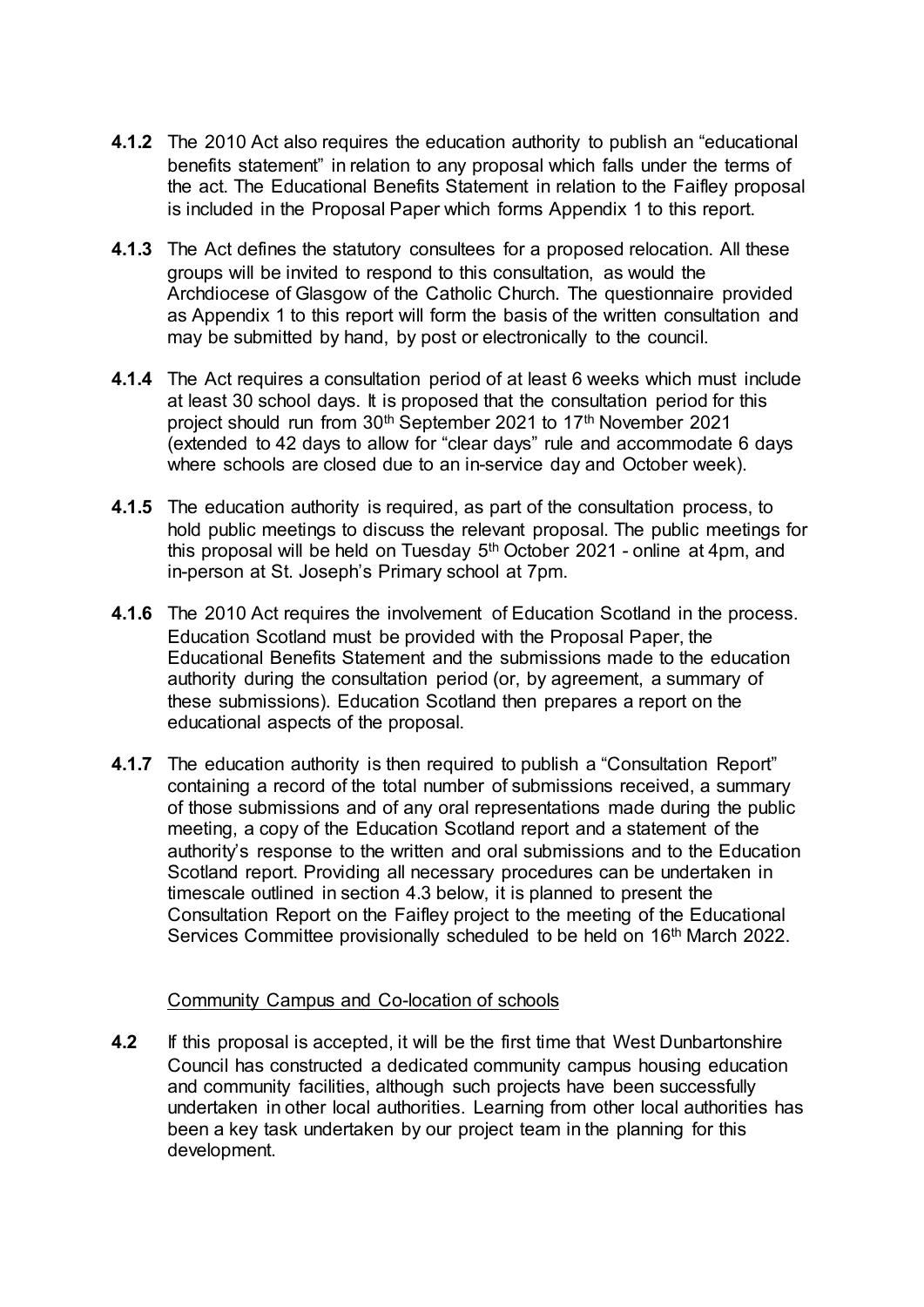**4.1.2** The 2010 Act also requires the education authority to publish an "educational benefits statement" in relation to any proposal which falls under the terms of the act. The Educational Benefits Statement in relation to the Faifley proposal is included in the Proposal Paper which forms Appendix 1 to this report.

**4.1.3** The Act defines the statutory consultees for a proposed relocation. All these groups will be invited to respond to this consultation, as would the Archdiocese of Glasgow of the Catholic Church. The questionnaire provided as Appendix 1 to this report will form the basis of the written consultation and may be submitted by hand, by post or electronically to the council.

**4.1.4** The Act requires a consultation period of at least 6 weeks which must include at least 30 school days. It is proposed that the consultation period for this project should run from 30th September 2021 to 17th November 2021 (extended to 42 days to allow for "clear days" rule and accommodate 6 days where schools are closed due to an in-service day and October week).

**4.1.5** The education authority is required, as part of the consultation process, to hold public meetings to discuss the relevant proposal. The public meetings for this proposal will be held on Tuesday 5th October 2021 - online at 4pm, and in-person at St. Joseph's Primary school at 7pm.

**4.1.6** The 2010 Act requires the involvement of Education Scotland in the process. Education Scotland must be provided with the Proposal Paper, the Educational Benefits Statement and the submissions made to the education authority during the consultation period (or, by agreement, a summary of these submissions). Education Scotland then prepares a report on the educational aspects of the proposal.

**4.1.7** The education authority is then required to publish a "Consultation Report" containing a record of the total number of submissions received, a summary of those submissions and of any oral representations made during the public meeting, a copy of the Education Scotland report and a statement of the authority's response to the written and oral submissions and to the Education Scotland report. Providing all necessary procedures can be undertaken in timescale outlined in section 4.3 below, it is planned to present the Consultation Report on the Faifley project to the meeting of the Educational Services Committee provisionally scheduled to be held on 16th March 2022.

<u>Community Campus and Co-location of schools</u>

**4.2** If this proposal is accepted, it will be the first time that West Dunbartonshire Council has constructed a dedicated community campus housing education and community facilities, although such projects have been successfully undertaken in other local authorities. Learning from other local authorities has been a key task undertaken by our project team in the planning for this development.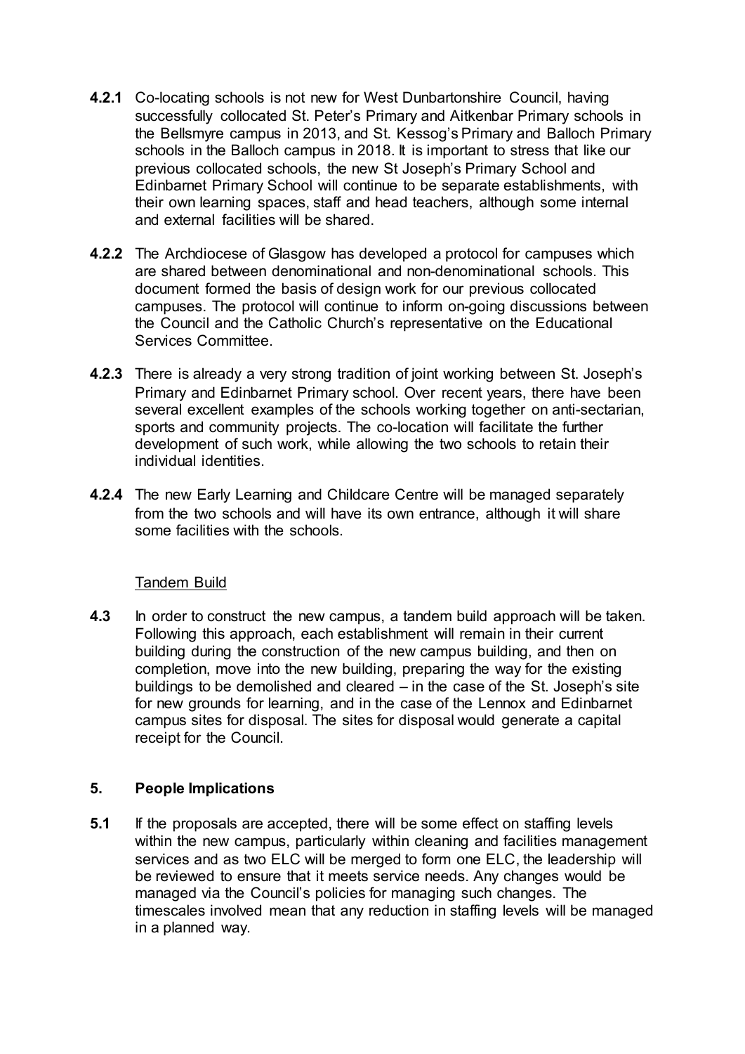**4.2.1** Co-locating schools is not new for West Dunbartonshire Council, having successfully collocated St. Peter's Primary and Aitkenbar Primary schools in the Bellsmyre campus in 2013, and St. Kessog's Primary and Balloch Primary schools in the Balloch campus in 2018. It is important to stress that like our previous collocated schools, the new St Joseph's Primary School and Edinbarnet Primary School will continue to be separate establishments, with their own learning spaces, staff and head teachers, although some internal and external facilities will be shared.

**4.2.2** The Archdiocese of Glasgow has developed a protocol for campuses which are shared between denominational and non-denominational schools. This document formed the basis of design work for our previous collocated campuses. The protocol will continue to inform on-going discussions between the Council and the Catholic Church's representative on the Educational Services Committee.

**4.2.3** There is already a very strong tradition of joint working between St. Joseph's Primary and Edinbarnet Primary school. Over recent years, there have been several excellent examples of the schools working together on anti-sectarian, sports and community projects. The co-location will facilitate the further development of such work, while allowing the two schools to retain their individual identities.

**4.2.4** The new Early Learning and Childcare Centre will be managed separately from the two schools and will have its own entrance, although it will share some facilities with the schools.

<u>Tandem Build</u>

**4.3** In order to construct the new campus, a tandem build approach will be taken. Following this approach, each establishment will remain in their current building during the construction of the new campus building, and then on completion, move into the new building, preparing the way for the existing buildings to be demolished and cleared – in the case of the St. Joseph's site for new grounds for learning, and in the case of the Lennox and Edinbarnet campus sites for disposal. The sites for disposal would generate a capital receipt for the Council.

## 5. People Implications

**5.1** If the proposals are accepted, there will be some effect on staffing levels within the new campus, particularly within cleaning and facilities management services and as two ELC will be merged to form one ELC, the leadership will be reviewed to ensure that it meets service needs. Any changes would be managed via the Council's policies for managing such changes. The timescales involved mean that any reduction in staffing levels will be managed in a planned way.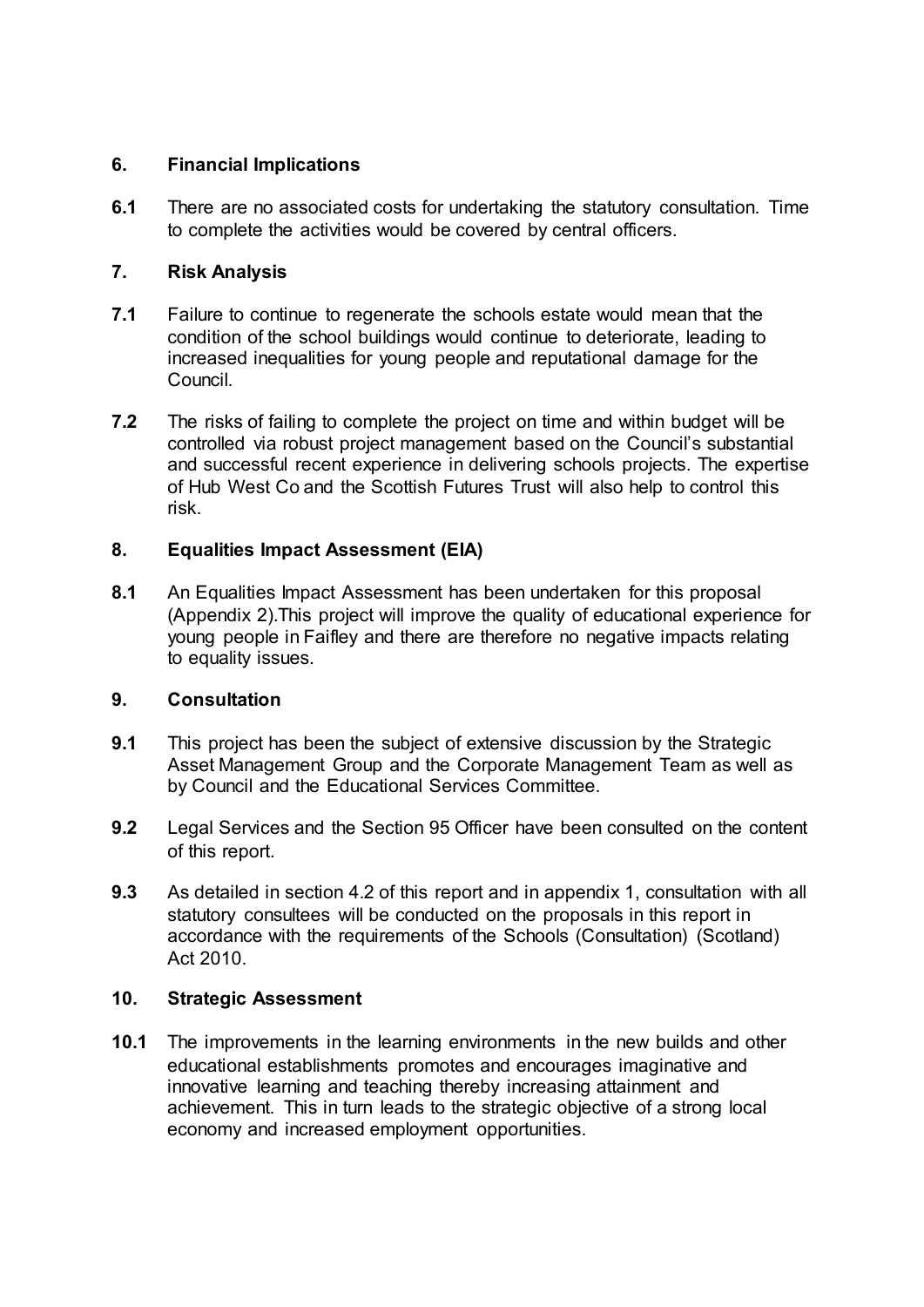## 6. Financial Implications

**6.1** There are no associated costs for undertaking the statutory consultation. Time to complete the activities would be covered by central officers.

## 7. Risk Analysis

**7.1** Failure to continue to regenerate the schools estate would mean that the condition of the school buildings would continue to deteriorate, leading to increased inequalities for young people and reputational damage for the Council.

**7.2** The risks of failing to complete the project on time and within budget will be controlled via robust project management based on the Council's substantial and successful recent experience in delivering schools projects. The expertise of Hub West Co and the Scottish Futures Trust will also help to control this risk.

## 8. Equalities Impact Assessment (EIA)

**8.1** An Equalities Impact Assessment has been undertaken for this proposal (Appendix 2).This project will improve the quality of educational experience for young people in Faifley and there are therefore no negative impacts relating to equality issues.

## 9. Consultation

**9.1** This project has been the subject of extensive discussion by the Strategic Asset Management Group and the Corporate Management Team as well as by Council and the Educational Services Committee.

**9.2** Legal Services and the Section 95 Officer have been consulted on the content of this report.

**9.3** As detailed in section 4.2 of this report and in appendix 1, consultation with all statutory consultees will be conducted on the proposals in this report in accordance with the requirements of the Schools (Consultation) (Scotland) Act 2010.

## 10. Strategic Assessment

**10.1** The improvements in the learning environments in the new builds and other educational establishments promotes and encourages imaginative and innovative learning and teaching thereby increasing attainment and achievement. This in turn leads to the strategic objective of a strong local economy and increased employment opportunities.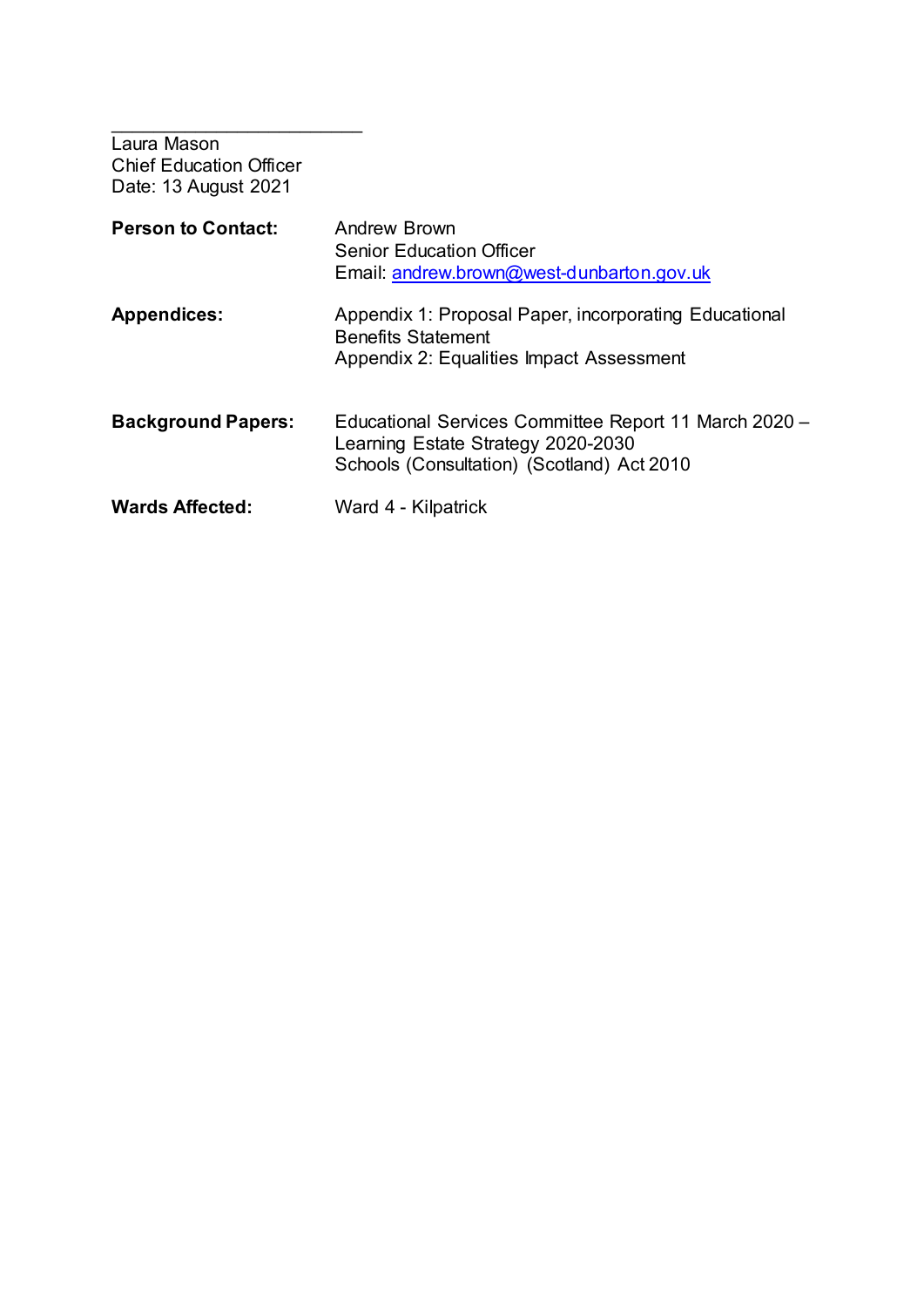_______________________

Laura Mason
Chief Education Officer
Date: 13 August 2021

| | |
|---|---|
| **Person to Contact:** | Andrew Brown<br>Senior Education Officer<br>Email: andrew.brown@west-dunbarton.gov.uk |
| **Appendices:** | Appendix 1: Proposal Paper, incorporating Educational Benefits Statement<br>Appendix 2: Equalities Impact Assessment |
| **Background Papers:** | Educational Services Committee Report 11 March 2020 – Learning Estate Strategy 2020-2030<br>Schools (Consultation) (Scotland) Act 2010 |
| **Wards Affected:** | Ward 4 - Kilpatrick |